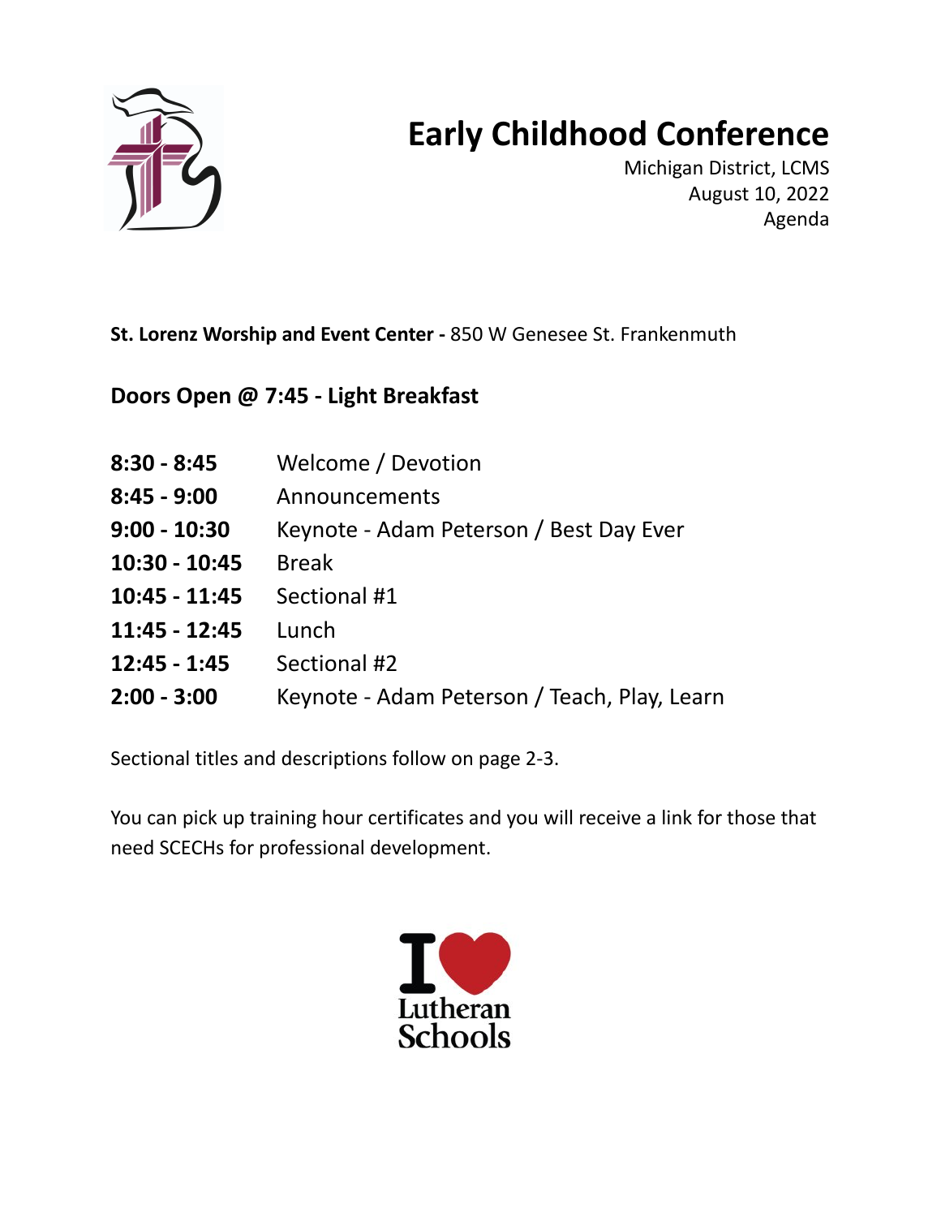# Early Childhood Conference

Michigan District, LCMS
August 10, 2022
Agenda

**St. Lorenz Worship and Event Center -** 850 W Genesee St. Frankenmuth

**Doors Open @ 7:45 - Light Breakfast**

| | |
|---|---|
| **8:30 - 8:45** | Welcome / Devotion |
| **8:45 - 9:00** | Announcements |
| **9:00 - 10:30** | Keynote - Adam Peterson / Best Day Ever |
| **10:30 - 10:45** | Break |
| **10:45 - 11:45** | Sectional #1 |
| **11:45 - 12:45** | Lunch |
| **12:45 - 1:45** | Sectional #2 |
| **2:00 - 3:00** | Keynote - Adam Peterson / Teach, Play, Learn |

Sectional titles and descriptions follow on page 2-3.

You can pick up training hour certificates and you will receive a link for those that need SCECHs for professional development.

I ❤ Lutheran Schools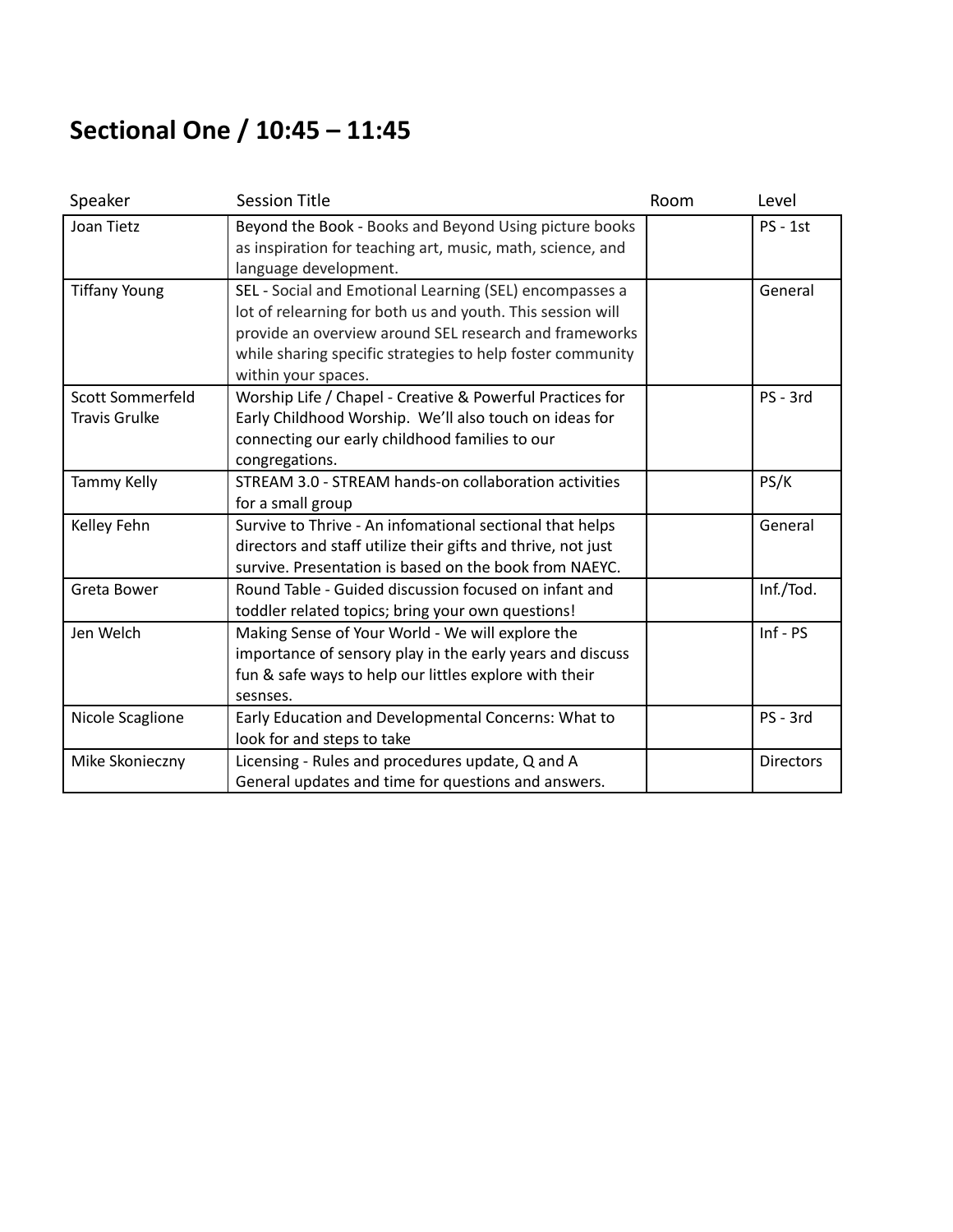## Sectional One / 10:45 – 11:45

| Speaker | Session Title | Room | Level |
|---|---|---|---|
| Joan Tietz | Beyond the Book - Books and Beyond Using picture books as inspiration for teaching art, music, math, science, and language development. | | PS - 1st |
| Tiffany Young | SEL - Social and Emotional Learning (SEL) encompasses a lot of relearning for both us and youth. This session will provide an overview around SEL research and frameworks while sharing specific strategies to help foster community within your spaces. | | General |
| Scott Sommerfeld<br>Travis Grulke | Worship Life / Chapel - Creative & Powerful Practices for Early Childhood Worship. We'll also touch on ideas for connecting our early childhood families to our congregations. | | PS - 3rd |
| Tammy Kelly | STREAM 3.0 - STREAM hands-on collaboration activities for a small group | | PS/K |
| Kelley Fehn | Survive to Thrive - An infomational sectional that helps directors and staff utilize their gifts and thrive, not just survive. Presentation is based on the book from NAEYC. | | General |
| Greta Bower | Round Table - Guided discussion focused on infant and toddler related topics; bring your own questions! | | Inf./Tod. |
| Jen Welch | Making Sense of Your World - We will explore the importance of sensory play in the early years and discuss fun & safe ways to help our littles explore with their sesnses. | | Inf - PS |
| Nicole Scaglione | Early Education and Developmental Concerns: What to look for and steps to take | | PS - 3rd |
| Mike Skonieczny | Licensing - Rules and procedures update, Q and A General updates and time for questions and answers. | | Directors |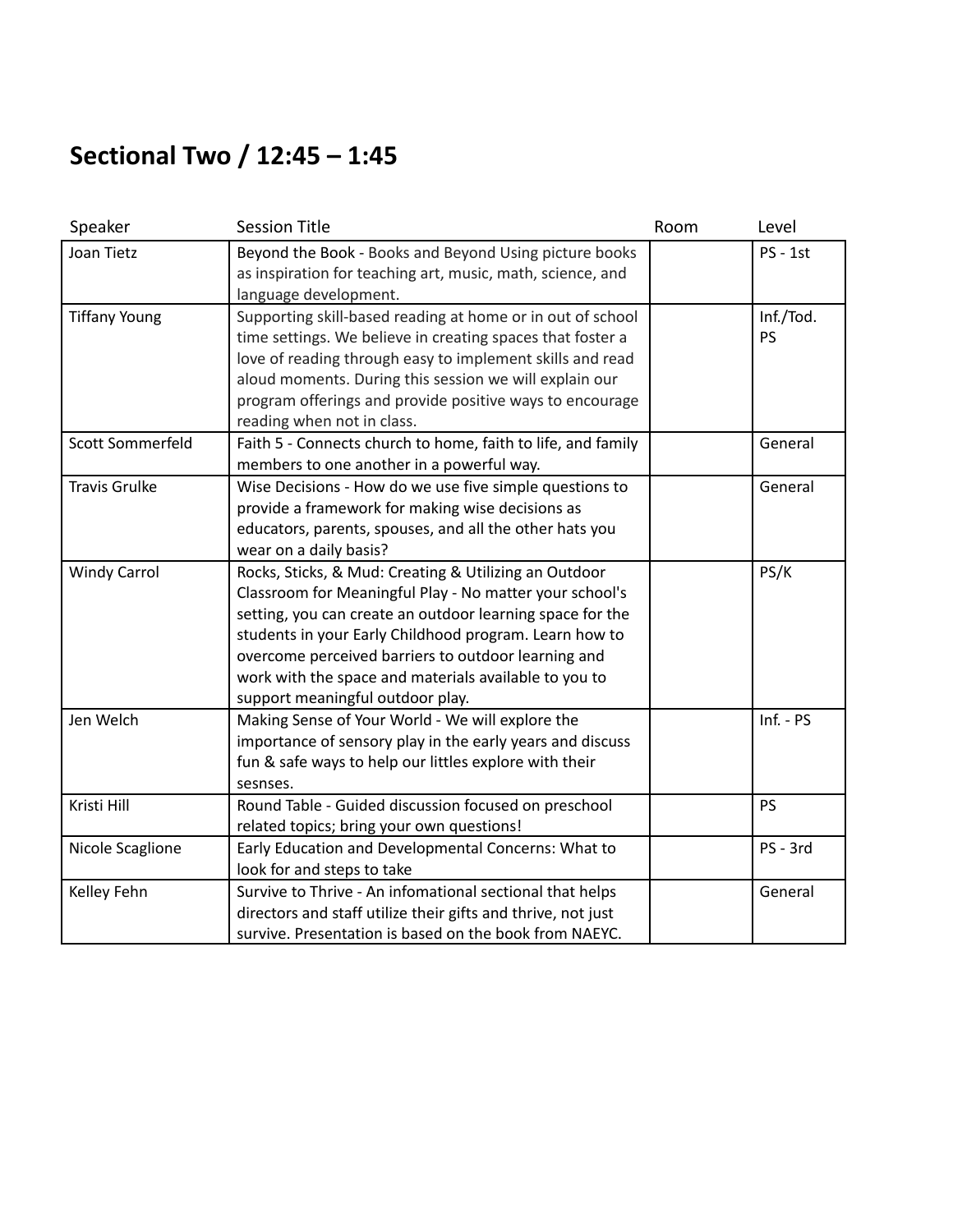## Sectional Two / 12:45 – 1:45

| Speaker | Session Title | Room | Level |
|---|---|---|---|
| Joan Tietz | Beyond the Book - Books and Beyond Using picture books as inspiration for teaching art, music, math, science, and language development. | | PS - 1st |
| Tiffany Young | Supporting skill-based reading at home or in out of school time settings. We believe in creating spaces that foster a love of reading through easy to implement skills and read aloud moments. During this session we will explain our program offerings and provide positive ways to encourage reading when not in class. | | Inf./Tod. PS |
| Scott Sommerfeld | Faith 5 - Connects church to home, faith to life, and family members to one another in a powerful way. | | General |
| Travis Grulke | Wise Decisions - How do we use five simple questions to provide a framework for making wise decisions as educators, parents, spouses, and all the other hats you wear on a daily basis? | | General |
| Windy Carrol | Rocks, Sticks, & Mud: Creating & Utilizing an Outdoor Classroom for Meaningful Play - No matter your school's setting, you can create an outdoor learning space for the students in your Early Childhood program. Learn how to overcome perceived barriers to outdoor learning and work with the space and materials available to you to support meaningful outdoor play. | | PS/K |
| Jen Welch | Making Sense of Your World - We will explore the importance of sensory play in the early years and discuss fun & safe ways to help our littles explore with their sesnses. | | Inf. - PS |
| Kristi Hill | Round Table - Guided discussion focused on preschool related topics; bring your own questions! | | PS |
| Nicole Scaglione | Early Education and Developmental Concerns: What to look for and steps to take | | PS - 3rd |
| Kelley Fehn | Survive to Thrive - An infomational sectional that helps directors and staff utilize their gifts and thrive, not just survive. Presentation is based on the book from NAEYC. | | General |